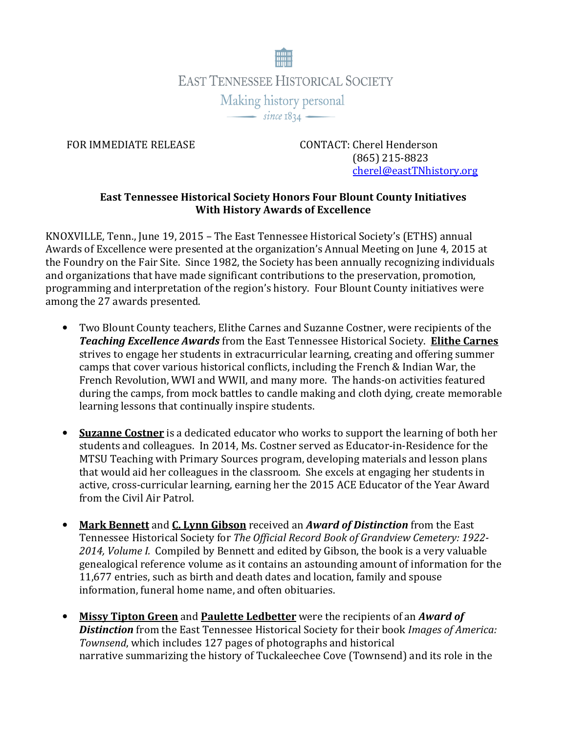EAST TENNESSEE HISTORICAL SOCIETY

Making history personal

since 1834

FOR IMMEDIATE RELEASE

CONTACT: Cherel Henderson
(865) 215-8823
cherel@eastTNhistory.org

**East Tennessee Historical Society Honors Four Blount County Initiatives With History Awards of Excellence**

KNOXVILLE, Tenn., June 19, 2015 – The East Tennessee Historical Society's (ETHS) annual Awards of Excellence were presented at the organization's Annual Meeting on June 4, 2015 at the Foundry on the Fair Site. Since 1982, the Society has been annually recognizing individuals and organizations that have made significant contributions to the preservation, promotion, programming and interpretation of the region's history. Four Blount County initiatives were among the 27 awards presented.

- Two Blount County teachers, Elithe Carnes and Suzanne Costner, were recipients of the ***Teaching Excellence Awards*** from the East Tennessee Historical Society. **Elithe Carnes** strives to engage her students in extracurricular learning, creating and offering summer camps that cover various historical conflicts, including the French & Indian War, the French Revolution, WWI and WWII, and many more. The hands-on activities featured during the camps, from mock battles to candle making and cloth dying, create memorable learning lessons that continually inspire students.

- **Suzanne Costner** is a dedicated educator who works to support the learning of both her students and colleagues. In 2014, Ms. Costner served as Educator-in-Residence for the MTSU Teaching with Primary Sources program, developing materials and lesson plans that would aid her colleagues in the classroom. She excels at engaging her students in active, cross-curricular learning, earning her the 2015 ACE Educator of the Year Award from the Civil Air Patrol.

- **Mark Bennett** and **C. Lynn Gibson** received an ***Award of Distinction*** from the East Tennessee Historical Society for *The Official Record Book of Grandview Cemetery: 1922-2014, Volume I.* Compiled by Bennett and edited by Gibson, the book is a very valuable genealogical reference volume as it contains an astounding amount of information for the 11,677 entries, such as birth and death dates and location, family and spouse information, funeral home name, and often obituaries.

- **Missy Tipton Green** and **Paulette Ledbetter** were the recipients of an ***Award of Distinction*** from the East Tennessee Historical Society for their book *Images of America: Townsend*, which includes 127 pages of photographs and historical narrative summarizing the history of Tuckaleechee Cove (Townsend) and its role in the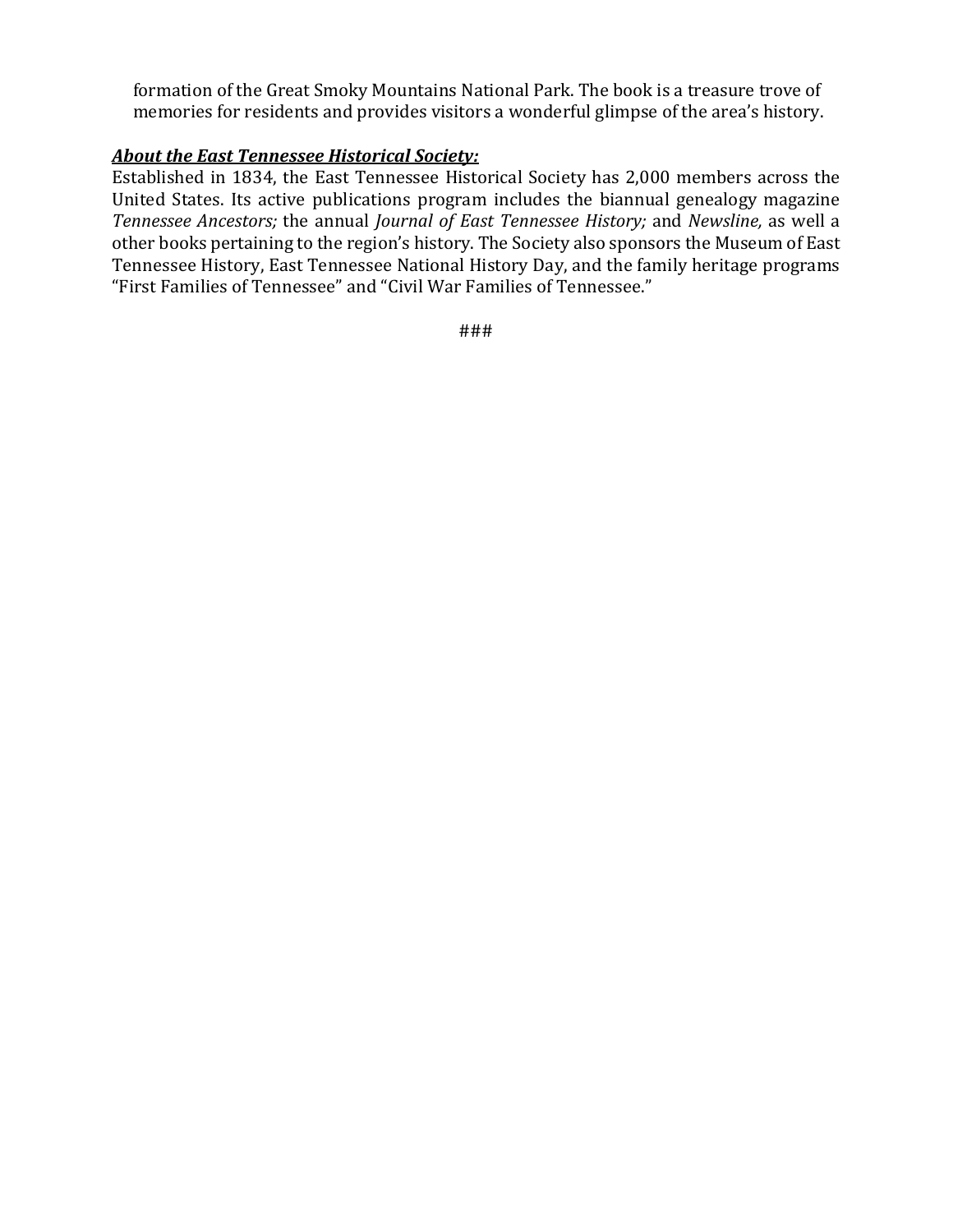formation of the Great Smoky Mountains National Park. The book is a treasure trove of memories for residents and provides visitors a wonderful glimpse of the area's history.

***<u>About the East Tennessee Historical Society:</u>***

Established in 1834, the East Tennessee Historical Society has 2,000 members across the United States. Its active publications program includes the biannual genealogy magazine *Tennessee Ancestors;* the annual *Journal of East Tennessee History;* and *Newsline,* as well a other books pertaining to the region's history. The Society also sponsors the Museum of East Tennessee History, East Tennessee National History Day, and the family heritage programs "First Families of Tennessee" and "Civil War Families of Tennessee."

###